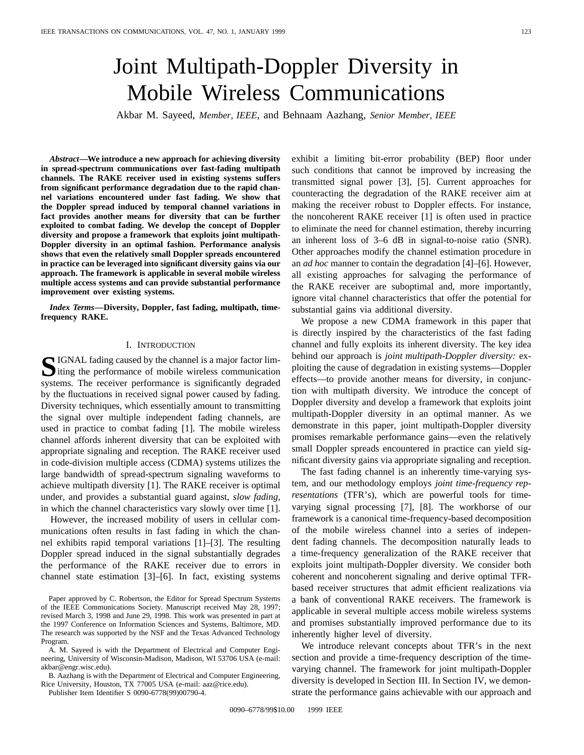# Joint Multipath-Doppler Diversity in Mobile Wireless Communications

Akbar M. Sayeed, *Member, IEEE*, and Behnaam Aazhang, *Senior Member, IEEE*

***Abstract*—We introduce a new approach for achieving diversity in spread-spectrum communications over fast-fading multipath channels. The RAKE receiver used in existing systems suffers from significant performance degradation due to the rapid channel variations encountered under fast fading. We show that the Doppler spread induced by temporal channel variations in fact provides another means for diversity that can be further exploited to combat fading. We develop the concept of Doppler diversity and propose a framework that exploits joint multipath-Doppler diversity in an optimal fashion. Performance analysis shows that even the relatively small Doppler spreads encountered in practice can be leveraged into significant diversity gains via our approach. The framework is applicable in several mobile wireless multiple access systems and can provide substantial performance improvement over existing systems.**

***Index Terms*—Diversity, Doppler, fast fading, multipath, time-frequency RAKE.**

## I. Introduction

Signal fading caused by the channel is a major factor limiting the performance of mobile wireless communication systems. The receiver performance is significantly degraded by the fluctuations in received signal power caused by fading. Diversity techniques, which essentially amount to transmitting the signal over multiple independent fading channels, are used in practice to combat fading [1]. The mobile wireless channel affords inherent diversity that can be exploited with appropriate signaling and reception. The RAKE receiver used in code-division multiple access (CDMA) systems utilizes the large bandwidth of spread-spectrum signaling waveforms to achieve multipath diversity [1]. The RAKE receiver is optimal under, and provides a substantial guard against, *slow fading*, in which the channel characteristics vary slowly over time [1].

However, the increased mobility of users in cellular communications often results in fast fading in which the channel exhibits rapid temporal variations [1]–[3]. The resulting Doppler spread induced in the signal substantially degrades the performance of the RAKE receiver due to errors in channel state estimation [3]–[6]. In fact, existing systems exhibit a limiting bit-error probability (BEP) floor under such conditions that cannot be improved by increasing the transmitted signal power [3], [5]. Current approaches for counteracting the degradation of the RAKE receiver aim at making the receiver robust to Doppler effects. For instance, the noncoherent RAKE receiver [1] is often used in practice to eliminate the need for channel estimation, thereby incurring an inherent loss of 3–6 dB in signal-to-noise ratio (SNR). Other approaches modify the channel estimation procedure in an *ad hoc* manner to contain the degradation [4]–[6]. However, all existing approaches for salvaging the performance of the RAKE receiver are suboptimal and, more importantly, ignore vital channel characteristics that offer the potential for substantial gains via additional diversity.

We propose a new CDMA framework in this paper that is directly inspired by the characteristics of the fast fading channel and fully exploits its inherent diversity. The key idea behind our approach is *joint multipath-Doppler diversity:* exploiting the cause of degradation in existing systems—Doppler effects—to provide another means for diversity, in conjunction with multipath diversity. We introduce the concept of Doppler diversity and develop a framework that exploits joint multipath-Doppler diversity in an optimal manner. As we demonstrate in this paper, joint multipath-Doppler diversity promises remarkable performance gains—even the relatively small Doppler spreads encountered in practice can yield significant diversity gains via appropriate signaling and reception.

The fast fading channel is an inherently time-varying system, and our methodology employs *joint time-frequency representations* (TFR's), which are powerful tools for time-varying signal processing [7], [8]. The workhorse of our framework is a canonical time-frequency-based decomposition of the mobile wireless channel into a series of independent fading channels. The decomposition naturally leads to a time-frequency generalization of the RAKE receiver that exploits joint multipath-Doppler diversity. We consider both coherent and noncoherent signaling and derive optimal TFR-based receiver structures that admit efficient realizations via a bank of conventional RAKE receivers. The framework is applicable in several multiple access mobile wireless systems and promises substantially improved performance due to its inherently higher level of diversity.

We introduce relevant concepts about TFR's in the next section and provide a time-frequency description of the time-varying channel. The framework for joint multipath-Doppler diversity is developed in Section III. In Section IV, we demonstrate the performance gains achievable with our approach and

---

Paper approved by C. Robertson, the Editor for Spread Spectrum Systems of the IEEE Communications Society. Manuscript received May 28, 1997; revised March 3, 1998 and June 29, 1998. This work was presented in part at the 1997 Conference on Information Sciences and Systems, Baltimore, MD. The research was supported by the NSF and the Texas Advanced Technology Program.

A. M. Sayeed is with the Department of Electrical and Computer Engineering, University of Wisconsin-Madison, Madison, WI 53706 USA (e-mail: akbar@engr.wisc.edu).

B. Aazhang is with the Department of Electrical and Computer Engineering, Rice University, Houston, TX 77005 USA (e-mail: aaz@rice.edu).

Publisher Item Identifier S 0090-6778(99)00790-4.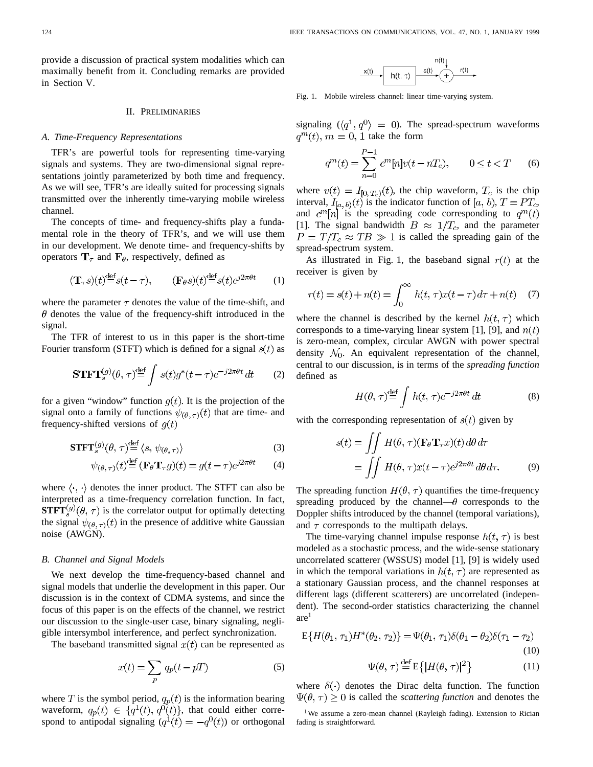provide a discussion of practical system modalities which can maximally benefit from it. Concluding remarks are provided in Section V.

## II. Preliminaries

### A. Time-Frequency Representations

TFR's are powerful tools for representing time-varying signals and systems. They are two-dimensional signal representations jointly parameterized by both time and frequency. As we will see, TFR's are ideally suited for processing signals transmitted over the inherently time-varying mobile wireless channel.

The concepts of time- and frequency-shifts play a fundamental role in the theory of TFR's, and we will use them in our development. We denote time- and frequency-shifts by operators $\mathbf{T}_\tau$ and $\mathbf{F}_\theta$, respectively, defined as

$$(\mathbf{T}_\tau s)(t) \stackrel{\text{def}}{=} s(t-\tau), \qquad (\mathbf{F}_\theta s)(t) \stackrel{\text{def}}{=} s(t)e^{j2\pi\theta t} \tag{1}$$

where the parameter $\tau$ denotes the value of the time-shift, and $\theta$ denotes the value of the frequency-shift introduced in the signal.

The TFR of interest to us in this paper is the short-time Fourier transform (STFT) which is defined for a signal $s(t)$ as

$$\mathbf{STFT}_s^{(g)}(\theta, \tau) \stackrel{\text{def}}{=} \int s(t) g^*(t-\tau) e^{-j2\pi\theta t}\, dt \tag{2}$$

for a given "window" function $g(t)$. It is the projection of the signal onto a family of functions $\psi_{(\theta,\tau)}(t)$ that are time- and frequency-shifted versions of $g(t)$

$$\mathbf{STFT}_s^{(g)}(\theta, \tau) \stackrel{\text{def}}{=} \langle s, \psi_{(\theta,\tau)} \rangle \tag{3}$$

$$\psi_{(\theta,\tau)}(t) \stackrel{\text{def}}{=} (\mathbf{F}_\theta \mathbf{T}_\tau g)(t) = g(t-\tau)e^{j2\pi\theta t} \tag{4}$$

where $\langle \cdot, \cdot \rangle$ denotes the inner product. The STFT can also be interpreted as a time-frequency correlation function. In fact, $\mathbf{STFT}_s^{(g)}(\theta, \tau)$ is the correlator output for optimally detecting the signal $\psi_{(\theta,\tau)}(t)$ in the presence of additive white Gaussian noise (AWGN).

### B. Channel and Signal Models

We next develop the time-frequency-based channel and signal models that underlie the development in this paper. Our discussion is in the context of CDMA systems, and since the focus of this paper is on the effects of the channel, we restrict our discussion to the single-user case, binary signaling, negligible intersymbol interference, and perfect synchronization.

The baseband transmitted signal $x(t)$ can be represented as

$$x(t) = \sum_p q_p(t - pT) \tag{5}$$

where $T$ is the symbol period, $q_p(t)$ is the information bearing waveform, $q_p(t) \in \{q^1(t), q^0(t)\}$, that could either correspond to antipodal signaling ($q^1(t) = -q^0(t)$) or orthogonal signaling ($\langle q^1, q^0 \rangle = 0$). The spread-spectrum waveforms $q^m(t), m = 0, 1$ take the form

$$q^m(t) = \sum_{n=0}^{P-1} c^m[n] v(t - nT_c), \qquad 0 \le t < T \tag{6}$$

where $v(t) = I_{[0,T_c)}(t)$, the chip waveform, $T_c$ is the chip interval, $I_{[a,b)}(t)$ is the indicator function of $[a, b)$, $T = PT_c$, and $c^m[n]$ is the spreading code corresponding to $q^m(t)$ [1]. The signal bandwidth $B \approx 1/T_c$, and the parameter $P = T/T_c \approx TB \gg 1$ is called the spreading gain of the spread-spectrum system.

Fig. 1. Mobile wireless channel: linear time-varying system.

As illustrated in Fig. 1, the baseband signal $r(t)$ at the receiver is given by

$$r(t) = s(t) + n(t) = \int_0^\infty h(t,\tau) x(t-\tau)\, d\tau + n(t) \tag{7}$$

where the channel is described by the kernel $h(t, \tau)$ which corresponds to a time-varying linear system [1], [9], and $n(t)$ is zero-mean, complex, circular AWGN with power spectral density $\mathcal{N}_0$. An equivalent representation of the channel, central to our discussion, is in terms of the *spreading function* defined as

$$H(\theta, \tau) \stackrel{\text{def}}{=} \int h(t,\tau) e^{-j2\pi\theta t}\, dt \tag{8}$$

with the corresponding representation of $s(t)$ given by

$$\begin{aligned} s(t) &= \iint H(\theta,\tau)(\mathbf{F}_\theta \mathbf{T}_\tau x)(t)\, d\theta\, d\tau \\ &= \iint H(\theta,\tau) x(t-\tau) e^{j2\pi\theta t}\, d\theta\, d\tau. \end{aligned} \tag{9}$$

The spreading function $H(\theta, \tau)$ quantifies the time-frequency spreading produced by the channel—$\theta$ corresponds to the Doppler shifts introduced by the channel (temporal variations), and $\tau$ corresponds to the multipath delays.

The time-varying channel impulse response $h(t, \tau)$ is best modeled as a stochastic process, and the wide-sense stationary uncorrelated scatterer (WSSUS) model [1], [9] is widely used in which the temporal variations in $h(t, \tau)$ are represented as a stationary Gaussian process, and the channel responses at different lags (different scatterers) are uncorrelated (independent). The second-order statistics characterizing the channel are[1]

$$\mathrm{E}\{H(\theta_1, \tau_1) H^*(\theta_2, \tau_2)\} = \Psi(\theta_1, \tau_1)\delta(\theta_1 - \theta_2)\delta(\tau_1 - \tau_2) \tag{10}$$

$$\Psi(\theta, \tau) \stackrel{\text{def}}{=} \mathrm{E}\{|H(\theta, \tau)|^2\} \tag{11}$$

where $\delta(\cdot)$ denotes the Dirac delta function. The function $\Psi(\theta, \tau) \ge 0$ is called the *scattering function* and denotes the

[1] We assume a zero-mean channel (Rayleigh fading). Extension to Rician fading is straightforward.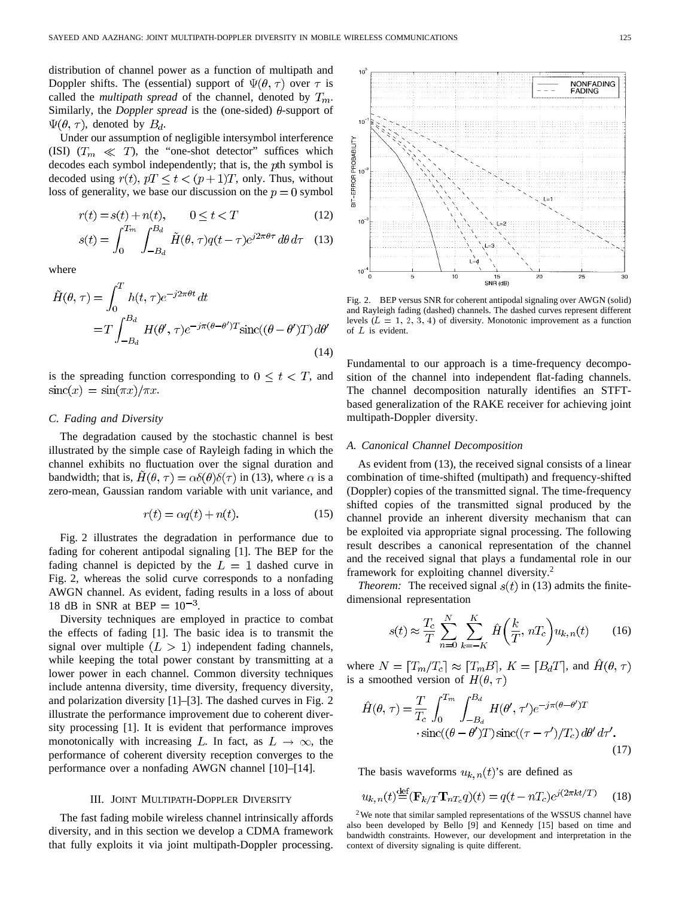distribution of channel power as a function of multipath and Doppler shifts. The (essential) support of $\Psi(\theta, \tau)$ over $\tau$ is called the *multipath spread* of the channel, denoted by $T_m$. Similarly, the *Doppler spread* is the (one-sided) $\theta$-support of $\Psi(\theta, \tau)$, denoted by $B_d$.

Under our assumption of negligible intersymbol interference (ISI) ($T_m \ll T$), the "one-shot detector" suffices which decodes each symbol independently; that is, the $p$th symbol is decoded using $r(t)$, $pT \leq t < (p+1)T$, only. Thus, without loss of generality, we base our discussion on the $p = 0$ symbol

$$r(t) = s(t) + n(t), \qquad 0 \leq t < T \tag{12}$$

$$s(t) = \int_0^{T_m} \int_{-B_d}^{B_d} \tilde{H}(\theta, \tau) q(t - \tau) e^{j2\pi\theta\tau} \, d\theta \, d\tau \tag{13}$$

where

$$\begin{aligned} \tilde{H}(\theta, \tau) &= \int_0^T h(t, \tau) e^{-j2\pi\theta t} \, dt \\ &= T \int_{-B_d}^{B_d} H(\theta', \tau) e^{-j\pi(\theta - \theta')T} \operatorname{sinc}((\theta - \theta')T) \, d\theta' \end{aligned} \tag{14}$$

is the spreading function corresponding to $0 \leq t < T$, and $\operatorname{sinc}(x) = \sin(\pi x)/\pi x$.

### C. Fading and Diversity

The degradation caused by the stochastic channel is best illustrated by the simple case of Rayleigh fading in which the channel exhibits no fluctuation over the signal duration and bandwidth; that is, $\tilde{H}(\theta, \tau) = \alpha\delta(\theta)\delta(\tau)$ in (13), where $\alpha$ is a zero-mean, Gaussian random variable with unit variance, and

$$r(t) = \alpha q(t) + n(t). \tag{15}$$

Fig. 2 illustrates the degradation in performance due to fading for coherent antipodal signaling [1]. The BEP for the fading channel is depicted by the $L = 1$ dashed curve in Fig. 2, whereas the solid curve corresponds to a nonfading AWGN channel. As evident, fading results in a loss of about 18 dB in SNR at BEP $= 10^{-3}$.

Diversity techniques are employed in practice to combat the effects of fading [1]. The basic idea is to transmit the signal over multiple $(L > 1)$ independent fading channels, while keeping the total power constant by transmitting at a lower power in each channel. Common diversity techniques include antenna diversity, time diversity, frequency diversity, and polarization diversity [1]–[3]. The dashed curves in Fig. 2 illustrate the performance improvement due to coherent diversity processing [1]. It is evident that performance improves monotonically with increasing $L$. In fact, as $L \rightarrow \infty$, the performance of coherent diversity reception converges to the performance over a nonfading AWGN channel [10]–[14].

## III. Joint Multipath-Doppler Diversity

The fast fading mobile wireless channel intrinsically affords diversity, and in this section we develop a CDMA framework that fully exploits it via joint multipath-Doppler processing.

Fig. 2. BEP versus SNR for coherent antipodal signaling over AWGN (solid) and Rayleigh fading (dashed) channels. The dashed curves represent different levels ($L = 1, 2, 3, 4$) of diversity. Monotonic improvement as a function of $L$ is evident.

Fundamental to our approach is a time-frequency decomposition of the channel into independent flat-fading channels. The channel decomposition naturally identifies an STFT-based generalization of the RAKE receiver for achieving joint multipath-Doppler diversity.

### A. Canonical Channel Decomposition

As evident from (13), the received signal consists of a linear combination of time-shifted (multipath) and frequency-shifted (Doppler) copies of the transmitted signal. The time-frequency shifted copies of the transmitted signal produced by the channel provide an inherent diversity mechanism that can be exploited via appropriate signal processing. The following result describes a canonical representation of the channel and the received signal that plays a fundamental role in our framework for exploiting channel diversity.[2]

*Theorem:* The received signal $s(t)$ in (13) admits the finite-dimensional representation

$$s(t) \approx \frac{T_c}{T} \sum_{n=0}^{N} \sum_{k=-K}^{K} \hat{H}\left(\frac{k}{T}, nT_c\right) u_{k,n}(t) \tag{16}$$

where $N = \lceil T_m/T_c \rceil \approx \lceil T_m B \rceil$, $K = \lceil B_d T \rceil$, and $\hat{H}(\theta, \tau)$ is a smoothed version of $H(\theta, \tau)$

$$\begin{aligned} \hat{H}(\theta, \tau) = \frac{T}{T_c} \int_0^{T_m} \int_{-B_d}^{B_d} & H(\theta', \tau') e^{-j\pi(\theta - \theta')T} \\ & \cdot \operatorname{sinc}((\theta - \theta')T) \operatorname{sinc}((\tau - \tau')/T_c) \, d\theta' \, d\tau'. \end{aligned} \tag{17}$$

The basis waveforms $u_{k,n}(t)$'s are defined as

$$u_{k,n}(t) \stackrel{\text{def}}{=} (\mathbf{F}_{k/T} \mathbf{T}_{nT_c} q)(t) = q(t - nT_c) e^{j(2\pi k t/T)} \tag{18}$$

[2] We note that similar sampled representations of the WSSUS channel have also been developed by Bello [9] and Kennedy [15] based on time and bandwidth constraints. However, our development and interpretation in the context of diversity signaling is quite different.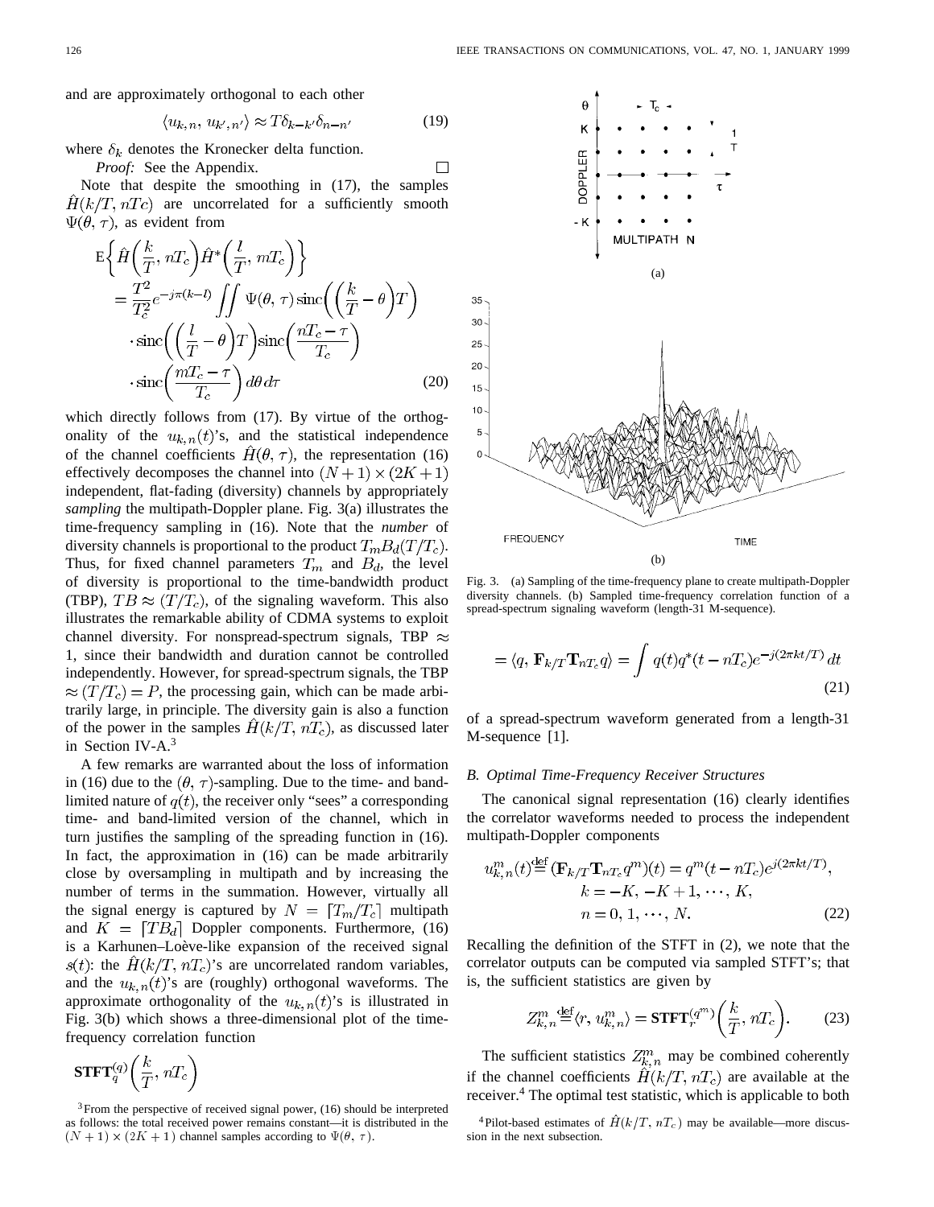and are approximately orthogonal to each other

$$\langle u_{k,n}, u_{k',n'}\rangle \approx T\delta_{k-k'}\delta_{n-n'} \tag{19}$$

where $\delta_k$ denotes the Kronecker delta function.

*Proof:* See the Appendix. □

Note that despite the smoothing in (17), the samples $\hat{H}(k/T, nTc)$ are uncorrelated for a sufficiently smooth $\Psi(\theta, \tau)$, as evident from

$$\begin{aligned}\mathrm{E}\left\{\hat{H}\left(\frac{k}{T}, nT_c\right)\hat{H}^*\left(\frac{l}{T}, mT_c\right)\right\} &= \frac{T^2}{T_c^2}e^{-j\pi(k-l)}\iint \Psi(\theta,\tau)\,\mathrm{sinc}\left(\left(\frac{k}{T}-\theta\right)T\right)\\ &\quad\cdot \mathrm{sinc}\left(\left(\frac{l}{T}-\theta\right)T\right)\mathrm{sinc}\left(\frac{nT_c-\tau}{T_c}\right)\\ &\quad\cdot \mathrm{sinc}\left(\frac{mT_c-\tau}{T_c}\right)d\theta\, d\tau\end{aligned} \tag{20}$$

which directly follows from (17). By virtue of the orthogonality of the $u_{k,n}(t)$'s, and the statistical independence of the channel coefficients $\hat{H}(\theta, \tau)$, the representation (16) effectively decomposes the channel into $(N+1)\times(2K+1)$ independent, flat-fading (diversity) channels by appropriately *sampling* the multipath-Doppler plane. Fig. 3(a) illustrates the time-frequency sampling in (16). Note that the *number* of diversity channels is proportional to the product $T_m B_d (T/T_c)$. Thus, for fixed channel parameters $T_m$ and $B_d$, the level of diversity is proportional to the time-bandwidth product (TBP), $TB \approx (T/T_c)$, of the signaling waveform. This also illustrates the remarkable ability of CDMA systems to exploit channel diversity. For nonspread-spectrum signals, TBP $\approx$ 1, since their bandwidth and duration cannot be controlled independently. However, for spread-spectrum signals, the TBP $\approx (T/T_c) = P$, the processing gain, which can be made arbitrarily large, in principle. The diversity gain is also a function of the power in the samples $\hat{H}(k/T, nT_c)$, as discussed later in Section IV-A.[3]

A few remarks are warranted about the loss of information in (16) due to the $(\theta, \tau)$-sampling. Due to the time- and band-limited nature of $q(t)$, the receiver only "sees" a corresponding time- and band-limited version of the channel, which in turn justifies the sampling of the spreading function in (16). In fact, the approximation in (16) can be made arbitrarily close by oversampling in multipath and by increasing the number of terms in the summation. However, virtually all the signal energy is captured by $N = \lceil T_m/T_c \rceil$ multipath and $K = \lceil TB_d \rceil$ Doppler components. Furthermore, (16) is a Karhunen–Loève-like expansion of the received signal $s(t)$: the $\hat{H}(k/T, nT_c)$'s are uncorrelated random variables, and the $u_{k,n}(t)$'s are (roughly) orthogonal waveforms. The approximate orthogonality of the $u_{k,n}(t)$'s is illustrated in Fig. 3(b) which shows a three-dimensional plot of the time-frequency correlation function

$$\mathbf{STFT}_q^{(q)}\left(\frac{k}{T}, nT_c\right)$$

$$= \langle q, \mathbf{F}_{k/T}\mathbf{T}_{nT_c} q\rangle = \int q(t)q^*(t-nT_c)e^{-j(2\pi kt/T)}\,dt \tag{21}$$

of a spread-spectrum waveform generated from a length-31 M-sequence [1].

Fig. 3. (a) Sampling of the time-frequency plane to create multipath-Doppler diversity channels. (b) Sampled time-frequency correlation function of a spread-spectrum signaling waveform (length-31 M-sequence).

### B. Optimal Time-Frequency Receiver Structures

The canonical signal representation (16) clearly identifies the correlator waveforms needed to process the independent multipath-Doppler components

$$\begin{aligned}u_{k,n}^m(t) &\stackrel{\text{def}}{=} (\mathbf{F}_{k/T}\mathbf{T}_{nT_c}q^m)(t) = q^m(t-nT_c)e^{j(2\pi kt/T)},\\ &k=-K,-K+1,\cdots,K,\\ &n=0,1,\cdots,N.\end{aligned} \tag{22}$$

Recalling the definition of the STFT in (2), we note that the correlator outputs can be computed via sampled STFT's; that is, the sufficient statistics are given by

$$Z_{k,n}^m \stackrel{\text{def}}{=} \langle r, u_{k,n}^m\rangle = \mathbf{STFT}_r^{(q^m)}\left(\frac{k}{T}, nT_c\right). \tag{23}$$

The sufficient statistics $Z_{k,n}^m$ may be combined coherently if the channel coefficients $\hat{H}(k/T, nT_c)$ are available at the receiver.[4] The optimal test statistic, which is applicable to both

[3] From the perspective of received signal power, (16) should be interpreted as follows: the total received power remains constant—it is distributed in the $(N+1)\times(2K+1)$ channel samples according to $\Psi(\theta, \tau)$.

[4] Pilot-based estimates of $\hat{H}(k/T, nT_c)$ may be available—more discussion in the next subsection.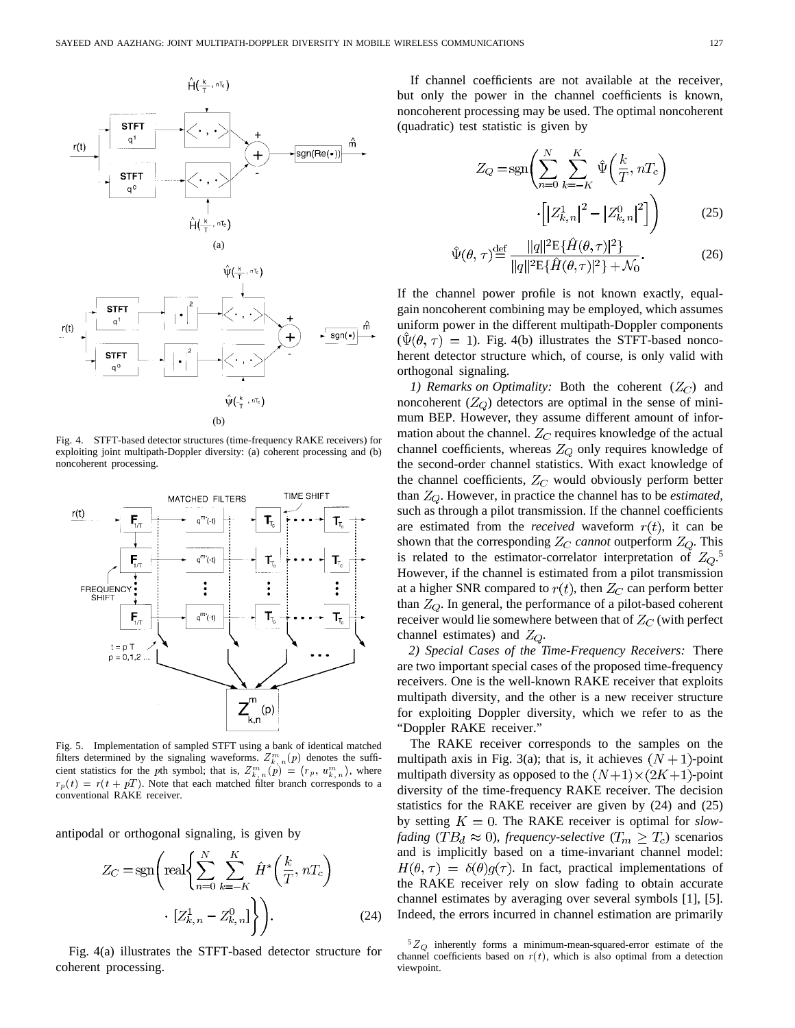Fig. 4. STFT-based detector structures (time-frequency RAKE receivers) for exploiting joint multipath-Doppler diversity: (a) coherent processing and (b) noncoherent processing.

Fig. 5. Implementation of sampled STFT using a bank of identical matched filters determined by the signaling waveforms. $Z^m_{k,n}(p)$ denotes the sufficient statistics for the $p$th symbol; that is, $Z^m_{k,n}(p) = \langle r_p, u^m_{k,n} \rangle$, where $r_p(t) = r(t + pT)$. Note that each matched filter branch corresponds to a conventional RAKE receiver.

antipodal or orthogonal signaling, is given by

$$Z_C = \text{sgn}\left( \text{real}\left\{ \sum_{n=0}^{N} \sum_{k=-K}^{K} \hat{H}^*\left(\frac{k}{T}, nT_c\right) \cdot \left[Z^1_{k,n} - Z^0_{k,n}\right] \right\} \right). \tag{24}$$

Fig. 4(a) illustrates the STFT-based detector structure for coherent processing.

If channel coefficients are not available at the receiver, but only the power in the channel coefficients is known, noncoherent processing may be used. The optimal noncoherent (quadratic) test statistic is given by

$$Z_Q = \text{sgn}\left( \sum_{n=0}^{N} \sum_{k=-K}^{K} \hat{\Psi}\left(\frac{k}{T}, nT_c\right) \cdot \left[ \left|Z^1_{k,n}\right|^2 - \left|Z^0_{k,n}\right|^2 \right] \right) \tag{25}$$

$$\hat{\Psi}(\theta, \tau) \stackrel{\text{def}}{=} \frac{\|q\|^2 \text{E}\{|\hat{H}(\theta,\tau)|^2\}}{\|q\|^2 \text{E}\{|\hat{H}(\theta,\tau)|^2\} + \mathcal{N}_0}. \tag{26}$$

If the channel power profile is not known exactly, equal-gain noncoherent combining may be employed, which assumes uniform power in the different multipath-Doppler components ($\hat{\Psi}(\theta, \tau) = 1$). Fig. 4(b) illustrates the STFT-based noncoherent detector structure which, of course, is only valid with orthogonal signaling.

*1) Remarks on Optimality:* Both the coherent ($Z_C$) and noncoherent ($Z_Q$) detectors are optimal in the sense of minimum BEP. However, they assume different amount of information about the channel. $Z_C$ requires knowledge of the actual channel coefficients, whereas $Z_Q$ only requires knowledge of the second-order channel statistics. With exact knowledge of the channel coefficients, $Z_C$ would obviously perform better than $Z_Q$. However, in practice the channel has to be *estimated*, such as through a pilot transmission. If the channel coefficients are estimated from the *received* waveform $r(t)$, it can be shown that the corresponding $Z_C$ *cannot* outperform $Z_Q$. This is related to the estimator-correlator interpretation of $Z_Q$.[5] However, if the channel is estimated from a pilot transmission at a higher SNR compared to $r(t)$, then $Z_C$ can perform better than $Z_Q$. In general, the performance of a pilot-based coherent receiver would lie somewhere between that of $Z_C$ (with perfect channel estimates) and $Z_Q$.

*2) Special Cases of the Time-Frequency Receivers:* There are two important special cases of the proposed time-frequency receivers. One is the well-known RAKE receiver that exploits multipath diversity, and the other is a new receiver structure for exploiting Doppler diversity, which we refer to as the "Doppler RAKE receiver."

The RAKE receiver corresponds to the samples on the multipath axis in Fig. 3(a); that is, it achieves $(N+1)$-point multipath diversity as opposed to the $(N+1) \times (2K+1)$-point diversity of the time-frequency RAKE receiver. The decision statistics for the RAKE receiver are given by (24) and (25) by setting $K = 0$. The RAKE receiver is optimal for *slow-fading* ($TB_d \approx 0$), *frequency-selective* ($T_m \geq T_c$) scenarios and is implicitly based on a time-invariant channel model: $H(\theta, \tau) = \delta(\theta) g(\tau)$. In fact, practical implementations of the RAKE receiver rely on slow fading to obtain accurate channel estimates by averaging over several symbols [1], [5]. Indeed, the errors incurred in channel estimation are primarily

[5] $Z_Q$ inherently forms a minimum-mean-squared-error estimate of the channel coefficients based on $r(t)$, which is also optimal from a detection viewpoint.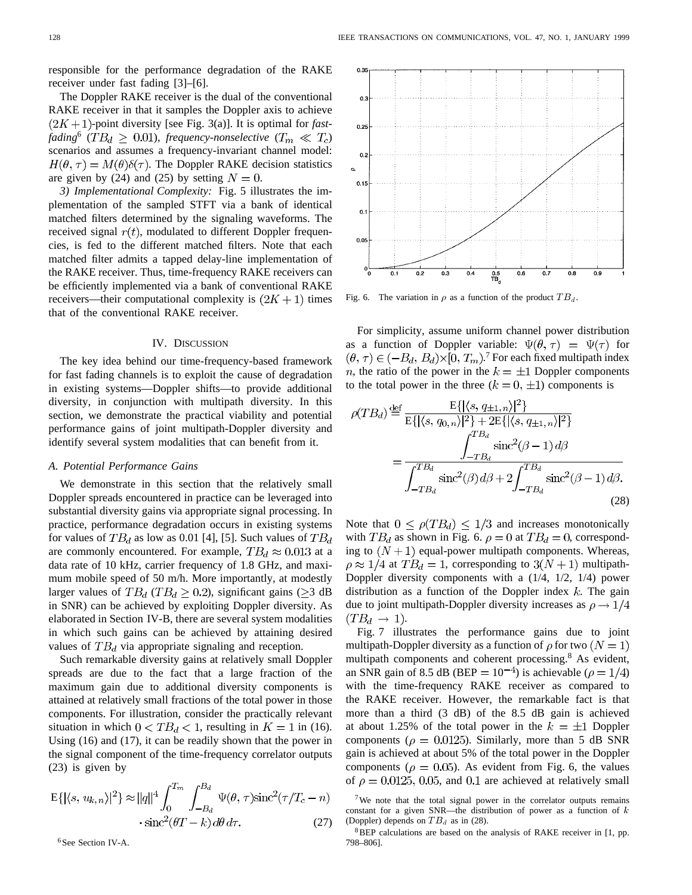responsible for the performance degradation of the RAKE receiver under fast fading [3]–[6].

The Doppler RAKE receiver is the dual of the conventional RAKE receiver in that it samples the Doppler axis to achieve $(2K+1)$-point diversity [see Fig. 3(a)]. It is optimal for *fast-fading*[6] ($TB_d \geq 0.01$), *frequency-nonselective* ($T_m \ll T_c$) scenarios and assumes a frequency-invariant channel model: $H(\theta, \tau) = M(\theta)\delta(\tau)$. The Doppler RAKE decision statistics are given by (24) and (25) by setting $N = 0$.

*3) Implementational Complexity:* Fig. 5 illustrates the implementation of the sampled STFT via a bank of identical matched filters determined by the signaling waveforms. The received signal $r(t)$, modulated to different Doppler frequencies, is fed to the different matched filters. Note that each matched filter admits a tapped delay-line implementation of the RAKE receiver. Thus, time-frequency RAKE receivers can be efficiently implemented via a bank of conventional RAKE receivers—their computational complexity is $(2K+1)$ times that of the conventional RAKE receiver.

## IV. Discussion

The key idea behind our time-frequency-based framework for fast fading channels is to exploit the cause of degradation in existing systems—Doppler shifts—to provide additional diversity, in conjunction with multipath diversity. In this section, we demonstrate the practical viability and potential performance gains of joint multipath-Doppler diversity and identify several system modalities that can benefit from it.

### A. Potential Performance Gains

We demonstrate in this section that the relatively small Doppler spreads encountered in practice can be leveraged into substantial diversity gains via appropriate signal processing. In practice, performance degradation occurs in existing systems for values of $TB_d$ as low as 0.01 [4], [5]. Such values of $TB_d$ are commonly encountered. For example, $TB_d \approx 0.013$ at a data rate of 10 kHz, carrier frequency of 1.8 GHz, and maximum mobile speed of 50 m/h. More importantly, at modestly larger values of $TB_d$ ($TB_d \geq 0.2$), significant gains ($\geq$3 dB in SNR) can be achieved by exploiting Doppler diversity. As elaborated in Section IV-B, there are several system modalities in which such gains can be achieved by attaining desired values of $TB_d$ via appropriate signaling and reception.

Such remarkable diversity gains at relatively small Doppler spreads are due to the fact that a large fraction of the maximum gain due to additional diversity components is attained at relatively small fractions of the total power in those components. For illustration, consider the practically relevant situation in which $0 < TB_d < 1$, resulting in $K = 1$ in (16). Using (16) and (17), it can be readily shown that the power in the signal component of the time-frequency correlator outputs (23) is given by

$$\mathrm{E}\{|\langle s, u_{k,n}\rangle|^2\} \approx \|q\|^4 \int_0^{T_m} \int_{-B_d}^{B_d} \Psi(\theta, \tau)\mathrm{sinc}^2(\tau/T_c - n) \cdot \mathrm{sinc}^2(\theta T - k)\, d\theta\, d\tau. \tag{27}$$

[6] See Section IV-A.

Fig. 6. The variation in $\rho$ as a function of the product $TB_d$.

For simplicity, assume uniform channel power distribution as a function of Doppler variable: $\Psi(\theta, \tau) = \Psi(\tau)$ for $(\theta, \tau) \in (-B_d, B_d) \times [0, T_m)$.[7] For each fixed multipath index $n$, the ratio of the power in the $k = \pm 1$ Doppler components to the total power in the three ($k = 0, \pm 1$) components is

$$\rho(TB_d) \stackrel{\text{def}}{=} \frac{\mathrm{E}\{|\langle s, q_{\pm 1,n}\rangle|^2\}}{\mathrm{E}\{|\langle s, q_{0,n}\rangle|^2\} + 2\mathrm{E}\{|\langle s, q_{\pm 1,n}\rangle|^2\}} = \frac{\displaystyle\int_{-TB_d}^{TB_d} \mathrm{sinc}^2(\beta - 1)\, d\beta}{\displaystyle\int_{-TB_d}^{TB_d} \mathrm{sinc}^2(\beta)\, d\beta + 2\int_{-TB_d}^{TB_d} \mathrm{sinc}^2(\beta - 1)\, d\beta}. \tag{28}$$

Note that $0 \leq \rho(TB_d) \leq 1/3$ and increases monotonically with $TB_d$ as shown in Fig. 6. $\rho = 0$ at $TB_d = 0$, corresponding to $(N+1)$ equal-power multipath components. Whereas, $\rho \approx 1/4$ at $TB_d = 1$, corresponding to $3(N+1)$ multipath-Doppler diversity components with a (1/4, 1/2, 1/4) power distribution as a function of the Doppler index $k$. The gain due to joint multipath-Doppler diversity increases as $\rho \to 1/4$ ($TB_d \to 1$).

Fig. 7 illustrates the performance gains due to joint multipath-Doppler diversity as a function of $\rho$ for two $(N = 1)$ multipath components and coherent processing.[8] As evident, an SNR gain of 8.5 dB (BEP $= 10^{-4}$) is achievable ($\rho = 1/4$) with the time-frequency RAKE receiver as compared to the RAKE receiver. However, the remarkable fact is that more than a third (3 dB) of the 8.5 dB gain is achieved at about 1.25% of the total power in the $k = \pm 1$ Doppler components ($\rho = 0.0125$). Similarly, more than 5 dB SNR gain is achieved at about 5% of the total power in the Doppler components ($\rho = 0.05$). As evident from Fig. 6, the values of $\rho = 0.0125$, $0.05$, and $0.1$ are achieved at relatively small

[7] We note that the total signal power in the correlator outputs remains constant for a given SNR—the distribution of power as a function of $k$ (Doppler) depends on $TB_d$ as in (28).

[8] BEP calculations are based on the analysis of RAKE receiver in [1, pp. 798–806].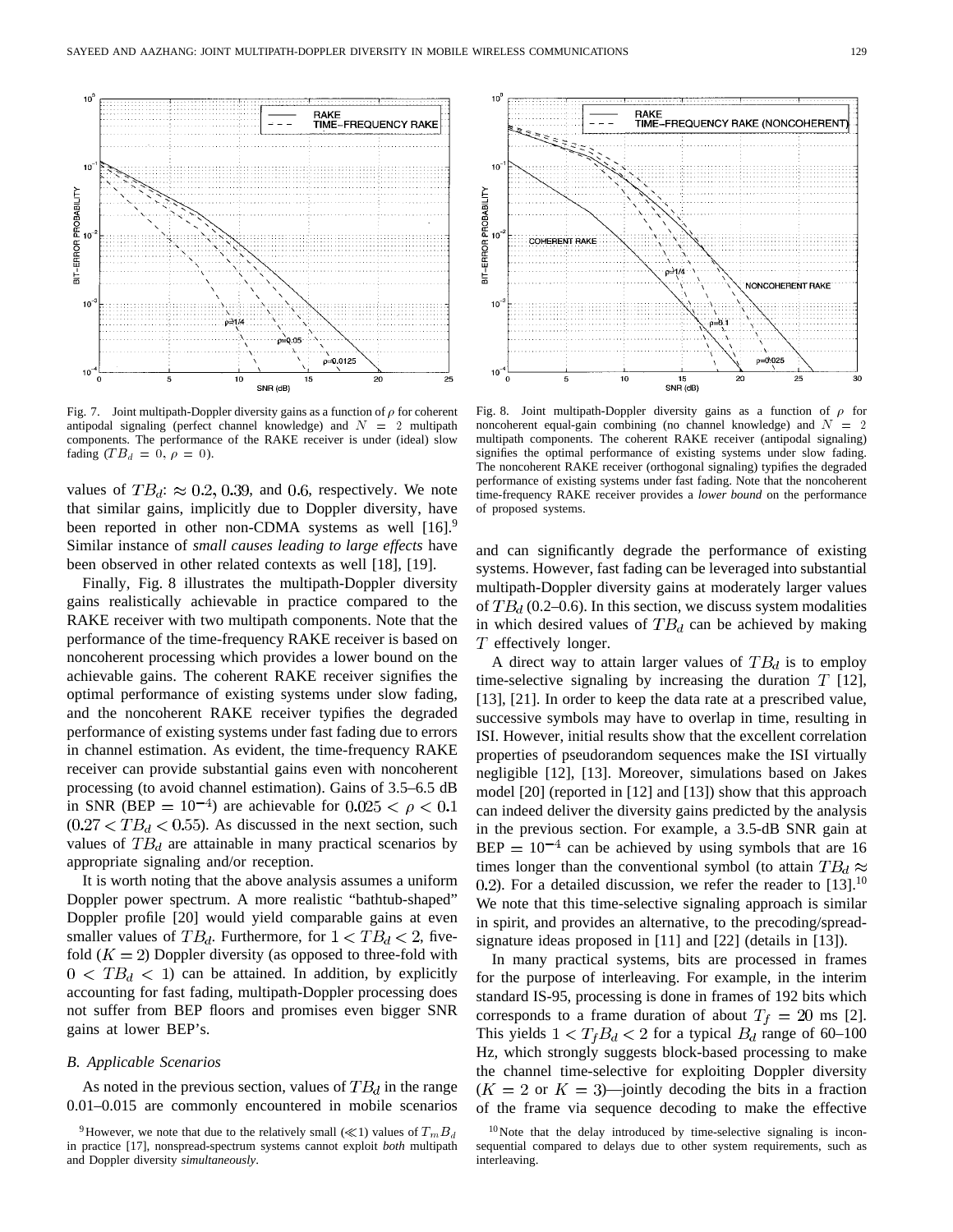Fig. 7. Joint multipath-Doppler diversity gains as a function of $\rho$ for coherent antipodal signaling (perfect channel knowledge) and $N = 2$ multipath components. The performance of the RAKE receiver is under (ideal) slow fading ($TB_d = 0$, $\rho = 0$).

Fig. 8. Joint multipath-Doppler diversity gains as a function of $\rho$ for noncoherent equal-gain combining (no channel knowledge) and $N = 2$ multipath components. The coherent RAKE receiver (antipodal signaling) signifies the optimal performance of existing systems under slow fading. The noncoherent RAKE receiver (orthogonal signaling) typifies the degraded performance of existing systems under fast fading. Note that the noncoherent time-frequency RAKE receiver provides a *lower bound* on the performance of proposed systems.

values of $TB_d$: $\approx 0.2, 0.39$, and $0.6$, respectively. We note that similar gains, implicitly due to Doppler diversity, have been reported in other non-CDMA systems as well [16].[9] Similar instance of *small causes leading to large effects* have been observed in other related contexts as well [18], [19].

Finally, Fig. 8 illustrates the multipath-Doppler diversity gains realistically achievable in practice compared to the RAKE receiver with two multipath components. Note that the performance of the time-frequency RAKE receiver is based on noncoherent processing which provides a lower bound on the achievable gains. The coherent RAKE receiver signifies the optimal performance of existing systems under slow fading, and the noncoherent RAKE receiver typifies the degraded performance of existing systems under fast fading due to errors in channel estimation. As evident, the time-frequency RAKE receiver can provide substantial gains even with noncoherent processing (to avoid channel estimation). Gains of 3.5–6.5 dB in SNR (BEP $= 10^{-4}$) are achievable for $0.025 < \rho < 0.1$ ($0.27 < TB_d < 0.55$). As discussed in the next section, such values of $TB_d$ are attainable in many practical scenarios by appropriate signaling and/or reception.

It is worth noting that the above analysis assumes a uniform Doppler power spectrum. A more realistic "bathtub-shaped" Doppler profile [20] would yield comparable gains at even smaller values of $TB_d$. Furthermore, for $1 < TB_d < 2$, five-fold ($K = 2$) Doppler diversity (as opposed to three-fold with $0 < TB_d < 1$) can be attained. In addition, by explicitly accounting for fast fading, multipath-Doppler processing does not suffer from BEP floors and promises even bigger SNR gains at lower BEP's.

### B. Applicable Scenarios

As noted in the previous section, values of $TB_d$ in the range 0.01–0.015 are commonly encountered in mobile scenarios and can significantly degrade the performance of existing systems. However, fast fading can be leveraged into substantial multipath-Doppler diversity gains at moderately larger values of $TB_d$ (0.2–0.6). In this section, we discuss system modalities in which desired values of $TB_d$ can be achieved by making $T$ effectively longer.

A direct way to attain larger values of $TB_d$ is to employ time-selective signaling by increasing the duration $T$ [12], [13], [21]. In order to keep the data rate at a prescribed value, successive symbols may have to overlap in time, resulting in ISI. However, initial results show that the excellent correlation properties of pseudorandom sequences make the ISI virtually negligible [12], [13]. Moreover, simulations based on Jakes model [20] (reported in [12] and [13]) show that this approach can indeed deliver the diversity gains predicted by the analysis in the previous section. For example, a 3.5-dB SNR gain at BEP $= 10^{-4}$ can be achieved by using symbols that are 16 times longer than the conventional symbol (to attain $TB_d \approx 0.2$). For a detailed discussion, we refer the reader to [13].[10] We note that this time-selective signaling approach is similar in spirit, and provides an alternative, to the precoding/spread-signature ideas proposed in [11] and [22] (details in [13]).

In many practical systems, bits are processed in frames for the purpose of interleaving. For example, in the interim standard IS-95, processing is done in frames of 192 bits which corresponds to a frame duration of about $T_f = 20$ ms [2]. This yields $1 < T_f B_d < 2$ for a typical $B_d$ range of 60–100 Hz, which strongly suggests block-based processing to make the channel time-selective for exploiting Doppler diversity ($K = 2$ or $K = 3$)—jointly decoding the bits in a fraction of the frame via sequence decoding to make the effective

[9] However, we note that due to the relatively small ($\ll 1$) values of $T_m B_d$ in practice [17], nonspread-spectrum systems cannot exploit *both* multipath and Doppler diversity *simultaneously*.

[10] Note that the delay introduced by time-selective signaling is inconsequential compared to delays due to other system requirements, such as interleaving.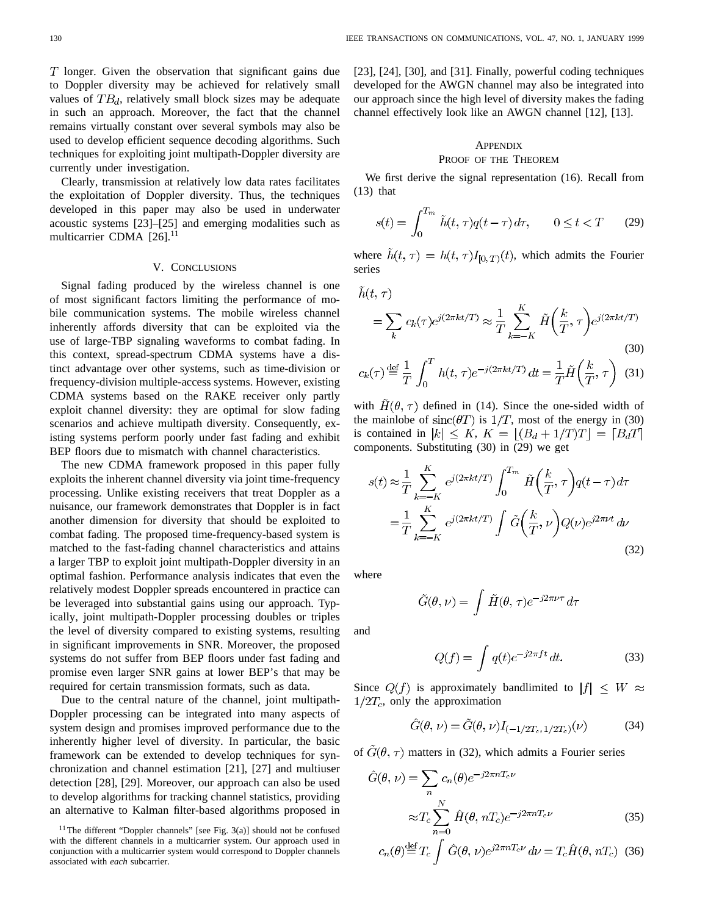$T$ longer. Given the observation that significant gains due to Doppler diversity may be achieved for relatively small values of $TB_d$, relatively small block sizes may be adequate in such an approach. Moreover, the fact that the channel remains virtually constant over several symbols may also be used to develop efficient sequence decoding algorithms. Such techniques for exploiting joint multipath-Doppler diversity are currently under investigation.

Clearly, transmission at relatively low data rates facilitates the exploitation of Doppler diversity. Thus, the techniques developed in this paper may also be used in underwater acoustic systems [23]–[25] and emerging modalities such as multicarrier CDMA [26].[11]

## V. Conclusions

Signal fading produced by the wireless channel is one of most significant factors limiting the performance of mobile communication systems. The mobile wireless channel inherently affords diversity that can be exploited via the use of large-TBP signaling waveforms to combat fading. In this context, spread-spectrum CDMA systems have a distinct advantage over other systems, such as time-division or frequency-division multiple-access systems. However, existing CDMA systems based on the RAKE receiver only partly exploit channel diversity: they are optimal for slow fading scenarios and achieve multipath diversity. Consequently, existing systems perform poorly under fast fading and exhibit BEP floors due to mismatch with channel characteristics.

The new CDMA framework proposed in this paper fully exploits the inherent channel diversity via joint time-frequency processing. Unlike existing receivers that treat Doppler as a nuisance, our framework demonstrates that Doppler is in fact another dimension for diversity that should be exploited to combat fading. The proposed time-frequency-based system is matched to the fast-fading channel characteristics and attains a larger TBP to exploit joint multipath-Doppler diversity in an optimal fashion. Performance analysis indicates that even the relatively modest Doppler spreads encountered in practice can be leveraged into substantial gains using our approach. Typically, joint multipath-Doppler processing doubles or triples the level of diversity compared to existing systems, resulting in significant improvements in SNR. Moreover, the proposed systems do not suffer from BEP floors under fast fading and promise even larger SNR gains at lower BEP's that may be required for certain transmission formats, such as data.

Due to the central nature of the channel, joint multipath-Doppler processing can be integrated into many aspects of system design and promises improved performance due to the inherently higher level of diversity. In particular, the basic framework can be extended to develop techniques for synchronization and channel estimation [21], [27] and multiuser detection [28], [29]. Moreover, our approach can also be used to develop algorithms for tracking channel statistics, providing an alternative to Kalman filter-based algorithms proposed in [23], [24], [30], and [31]. Finally, powerful coding techniques developed for the AWGN channel may also be integrated into our approach since the high level of diversity makes the fading channel effectively look like an AWGN channel [12], [13].

[11] The different "Doppler channels" [see Fig. 3(a)] should not be confused with the different channels in a multicarrier system. Our approach used in conjunction with a multicarrier system would correspond to Doppler channels associated with *each* subcarrier.

## Appendix
### Proof of the Theorem

We first derive the signal representation (16). Recall from (13) that

$$s(t) = \int_0^{T_m} \tilde{h}(t,\tau) q(t-\tau)\,d\tau, \qquad 0 \le t < T \tag{29}$$

where $\tilde{h}(t,\tau) = h(t,\tau) I_{[0,T)}(t)$, which admits the Fourier series

$$\tilde{h}(t,\tau) = \sum_k c_k(\tau) e^{j(2\pi k t/T)} \approx \frac{1}{T}\sum_{k=-K}^{K} \tilde{H}\left(\frac{k}{T},\tau\right) e^{j(2\pi k t/T)} \tag{30}$$

$$c_k(\tau) \overset{\text{def}}{=} \frac{1}{T}\int_0^T h(t,\tau) e^{-j(2\pi k t/T)}\,dt = \frac{1}{T}\tilde{H}\left(\frac{k}{T},\tau\right) \tag{31}$$

with $\tilde{H}(\theta,\tau)$ defined in (14). Since the one-sided width of the mainlobe of $\mathrm{sinc}(\theta T)$ is $1/T$, most of the energy in (30) is contained in $|k| \le K$, $K = \lfloor (B_d + 1/T)T \rfloor = \lceil B_d T \rceil$ components. Substituting (30) in (29) we get

$$\begin{aligned} s(t) &\approx \frac{1}{T}\sum_{k=-K}^{K} e^{j(2\pi k t/T)} \int_0^{T_m} \tilde{H}\left(\frac{k}{T},\tau\right) q(t-\tau)\,d\tau \\ &= \frac{1}{T}\sum_{k=-K}^{K} e^{j(2\pi k t/T)} \int \tilde{G}\left(\frac{k}{T},\nu\right) Q(\nu) e^{j2\pi\nu t}\,d\nu \end{aligned} \tag{32}$$

where

$$\tilde{G}(\theta,\nu) = \int \tilde{H}(\theta,\tau) e^{-j2\pi\nu\tau}\,d\tau$$

and

$$Q(f) = \int q(t) e^{-j2\pi f t}\,dt. \tag{33}$$

Since $Q(f)$ is approximately bandlimited to $|f| \le W \approx 1/2T_c$, only the approximation

$$\hat{G}(\theta,\nu) = \tilde{G}(\theta,\nu) I_{(-1/2T_c,\,1/2T_c)}(\nu) \tag{34}$$

of $\tilde{G}(\theta,\tau)$ matters in (32), which admits a Fourier series

$$\hat{G}(\theta,\nu) = \sum_n c_n(\theta) e^{-j2\pi n T_c \nu} \approx T_c \sum_{n=0}^{N} \hat{H}(\theta, nT_c) e^{-j2\pi n T_c \nu} \tag{35}$$

$$c_n(\theta) \overset{\text{def}}{=} T_c \int \hat{G}(\theta,\nu) e^{j2\pi n T_c \nu}\,d\nu = T_c \hat{H}(\theta, nT_c) \tag{36}$$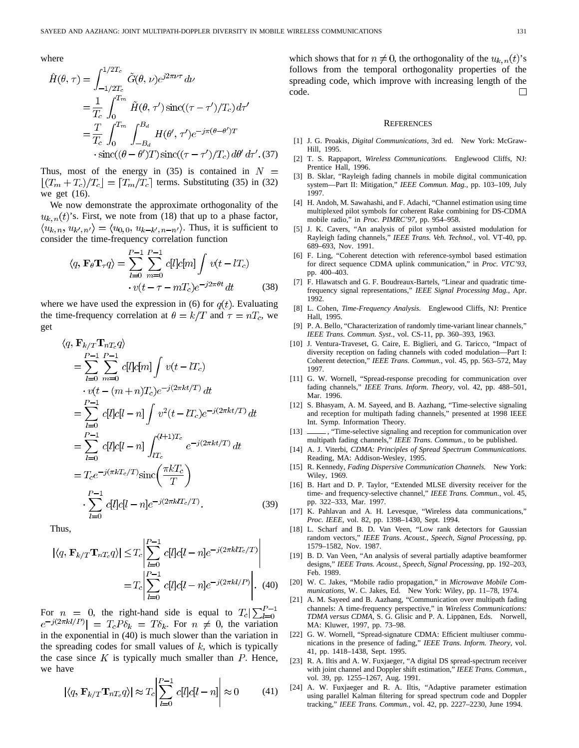where

$$
\begin{aligned}
\hat{H}(\theta, \tau) &= \int_{-1/2T_c}^{1/2T_c} \tilde{G}(\theta, \nu) e^{j2\pi\nu\tau} \, d\nu \\
&= \frac{1}{T_c} \int_0^{T_m} \tilde{H}(\theta, \tau') \operatorname{sinc}((\tau - \tau')/T_c) \, d\tau' \\
&= \frac{T}{T_c} \int_0^{T_m} \int_{-B_d}^{B_d} H(\theta', \tau') e^{-j\pi(\theta - \theta')T} \\
&\quad \cdot \operatorname{sinc}((\theta - \theta')T) \operatorname{sinc}((\tau - \tau')/T_c) \, d\theta' \, d\tau'. \quad (37)
\end{aligned}
$$

Thus, most of the energy in (35) is contained in $N = \lfloor (T_m + T_c)/T_c \rfloor = \lceil T_m/T_c \rceil$ terms. Substituting (35) in (32) we get (16).

We now demonstrate the approximate orthogonality of the $u_{k,n}(t)$'s. First, we note from (18) that up to a phase factor, $\langle u_{k,n}, u_{k',n'} \rangle = \langle u_{0,0}, u_{k-k',n-n'} \rangle$. Thus, it is sufficient to consider the time-frequency correlation function

$$
\begin{aligned}
\langle q, \mathbf{F}_\theta \mathbf{T}_\tau q \rangle = \sum_{l=0}^{P-1} \sum_{m=0}^{P-1} c[l] c[m] \int v(t - lT_c) \\
\cdot v(t - \tau - mT_c) e^{-j2\pi\theta t} \, dt \qquad (38)
\end{aligned}
$$

where we have used the expression in (6) for $q(t)$. Evaluating the time-frequency correlation at $\theta = k/T$ and $\tau = nT_c$, we get

$$
\begin{aligned}
&\langle q, \mathbf{F}_{k/T} \mathbf{T}_{nT_c} q \rangle \\
&= \sum_{l=0}^{P-1} \sum_{m=0}^{P-1} c[l] c[m] \int v(t - lT_c) \\
&\quad \cdot v(t - (m+n)T_c) e^{-j(2\pi k t/T)} \, dt \\
&= \sum_{l=0}^{P-1} c[l] c[l-n] \int v^2(t - lT_c) e^{-j(2\pi k t/T)} \, dt \\
&= \sum_{l=0}^{P-1} c[l] c[l-n] \int_{lT_c}^{(l+1)T_c} e^{-j(2\pi k t/T)} \, dt \\
&= T_c e^{-j(\pi k T_c/T)} \operatorname{sinc}\left( \frac{\pi k T_c}{T} \right) \\
&\quad \cdot \sum_{l=0}^{P-1} c[l] c[l-n] e^{-j(2\pi k l T_c/T)}. \qquad (39)
\end{aligned}
$$

Thus,

$$
\begin{aligned}
|\langle q, \mathbf{F}_{k/T} \mathbf{T}_{nT_c} q \rangle| &\leq T_c \left| \sum_{l=0}^{P-1} c[l] c[l-n] e^{-j(2\pi k l T_c/T)} \right| \\
&= T_c \left| \sum_{l=0}^{P-1} c[l] c[l-n] e^{-j(2\pi k l/P)} \right|. \quad (40)
\end{aligned}
$$

For $n = 0$, the right-hand side is equal to $T_c |\sum_{l=0}^{P-1} e^{-j(2\pi k l/P)}| = T_c P \delta_k = T \delta_k$. For $n \neq 0$, the variation in the exponential in (40) is much slower than the variation in the spreading codes for small values of $k$, which is typically the case since $K$ is typically much smaller than $P$. Hence, we have

$$
|\langle q, \mathbf{F}_{k/T} \mathbf{T}_{nT_c} q \rangle| \approx T_c \left| \sum_{l=0}^{P-1} c[l] c[l-n] \right| \approx 0 \qquad (41)
$$

which shows that for $n \neq 0$, the orthogonality of the $u_{k,n}(t)$'s follows from the temporal orthogonality properties of the spreading code, which improve with increasing length of the code. □

## References

[1] J. G. Proakis, *Digital Communications*, 3rd ed. New York: McGraw-Hill, 1995.

[2] T. S. Rappaport, *Wireless Communications.* Englewood Cliffs, NJ: Prentice Hall, 1996.

[3] B. Sklar, "Rayleigh fading channels in mobile digital communication system—Part II: Mitigation," *IEEE Commun. Mag.*, pp. 103–109, July 1997.

[4] H. Andoh, M. Sawahashi, and F. Adachi, "Channel estimation using time multiplexed pilot symbols for coherent Rake combining for DS-CDMA mobile radio," in *Proc. PIMRC'97*, pp. 954–958.

[5] J. K. Cavers, "An analysis of pilot symbol assisted modulation for Rayleigh fading channels," *IEEE Trans. Veh. Technol.*, vol. VT-40, pp. 689–693, Nov. 1991.

[6] F. Ling, "Coherent detection with reference-symbol based estimation for direct sequence CDMA uplink communication," in *Proc. VTC'93*, pp. 400–403.

[7] F. Hlawatsch and G. F. Boudreaux-Bartels, "Linear and quadratic time-frequency signal representations," *IEEE Signal Processing Mag.*, Apr. 1992.

[8] L. Cohen, *Time-Frequency Analysis.* Englewood Cliffs, NJ: Prentice Hall, 1995.

[9] P. A. Bello, "Characterization of randomly time-variant linear channels," *IEEE Trans. Commun. Syst.*, vol. CS-11, pp. 360–393, 1963.

[10] J. Ventura-Traveset, G. Caire, E. Biglieri, and G. Taricco, "Impact of diversity reception on fading channels with coded modulation—Part I: Coherent detection," *IEEE Trans. Commun.*, vol. 45, pp. 563–572, May 1997.

[11] G. W. Wornell, "Spread-response precoding for communication over fading channels," *IEEE Trans. Inform. Theory*, vol. 42, pp. 488–501, Mar. 1996.

[12] S. Bhasyam, A. M. Sayeed, and B. Aazhang, "Time-selective signaling and reception for multipath fading channels," presented at 1998 IEEE Int. Symp. Information Theory.

[13] ——, "Time-selective signaling and reception for communication over multipath fading channels," *IEEE Trans. Commun.*, to be published.

[14] A. J. Viterbi, *CDMA: Principles of Spread Spectrum Communications.* Reading, MA: Addison-Wesley, 1995.

[15] R. Kennedy, *Fading Dispersive Communication Channels.* New York: Wiley, 1969.

[16] B. Hart and D. P. Taylor, "Extended MLSE diversity receiver for the time- and frequency-selective channel," *IEEE Trans. Commun.*, vol. 45, pp. 322–333, Mar. 1997.

[17] K. Pahlavan and A. H. Levesque, "Wireless data communications," *Proc. IEEE*, vol. 82, pp. 1398–1430, Sept. 1994.

[18] L. Scharf and B. D. Van Veen, "Low rank detectors for Gaussian random vectors," *IEEE Trans. Acoust., Speech, Signal Processing*, pp. 1579–1582, Nov. 1987.

[19] B. D. Van Veen, "An analysis of several partially adaptive beamformer designs," *IEEE Trans. Acoust., Speech, Signal Processing*, pp. 192–203, Feb. 1989.

[20] W. C. Jakes, "Mobile radio propagation," in *Microwave Mobile Communications*, W. C. Jakes, Ed. New York: Wiley, pp. 11–78, 1974.

[21] A. M. Sayeed and B. Aazhang, "Communication over multipath fading channels: A time-frequency perspective," in *Wireless Communications: TDMA versus CDMA*, S. G. Glisic and P. A. Lippänen, Eds. Norwell, MA: Kluwer, 1997, pp. 73–98.

[22] G. W. Wornell, "Spread-signature CDMA: Efficient multiuser communications in the presence of fading," *IEEE Trans. Inform. Theory*, vol. 41, pp. 1418–1438, Sept. 1995.

[23] R. A. Iltis and A. W. Fuxjaeger, "A digital DS spread-spectrum receiver with joint channel and Doppler shift estimation," *IEEE Trans. Commun.*, vol. 39, pp. 1255–1267, Aug. 1991.

[24] A. W. Fuxjaeger and R. A. Iltis, "Adaptive parameter estimation using parallel Kalman filtering for spread spectrum code and Doppler tracking," *IEEE Trans. Commun.*, vol. 42, pp. 2227–2230, June 1994.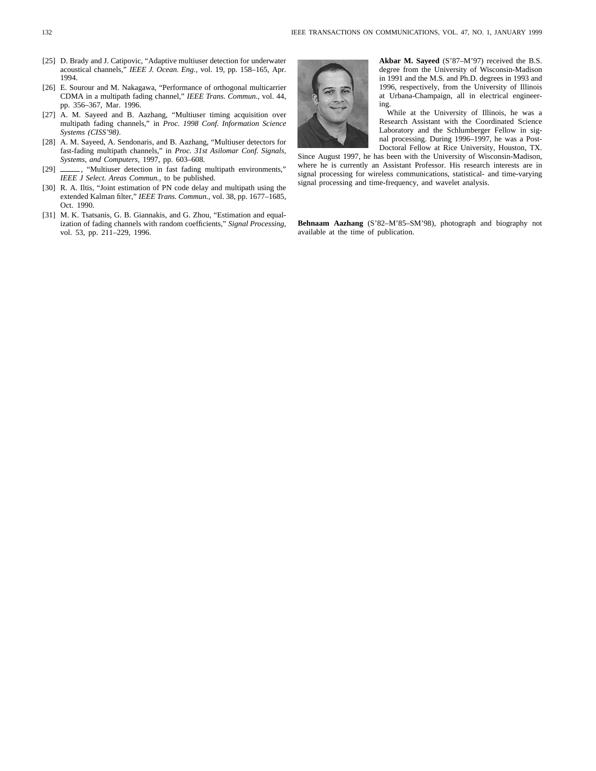[25] D. Brady and J. Catipovic, "Adaptive multiuser detection for underwater acoustical channels," *IEEE J. Ocean. Eng.*, vol. 19, pp. 158–165, Apr. 1994.

[26] E. Sourour and M. Nakagawa, "Performance of orthogonal multicarrier CDMA in a multipath fading channel," *IEEE Trans. Commun.*, vol. 44, pp. 356–367, Mar. 1996.

[27] A. M. Sayeed and B. Aazhang, "Multiuser timing acquisition over multipath fading channels," in *Proc. 1998 Conf. Information Science Systems (CISS'98)*.

[28] A. M. Sayeed, A. Sendonaris, and B. Aazhang, "Multiuser detectors for fast-fading multipath channels," in *Proc. 31st Asilomar Conf. Signals, Systems, and Computers*, 1997, pp. 603–608.

[29] ——, "Multiuser detection in fast fading multipath environments," *IEEE J Select. Areas Commun.*, to be published.

[30] R. A. Iltis, "Joint estimation of PN code delay and multipath using the extended Kalman filter," *IEEE Trans. Commun.*, vol. 38, pp. 1677–1685, Oct. 1990.

[31] M. K. Tsatsanis, G. B. Giannakis, and G. Zhou, "Estimation and equalization of fading channels with random coefficients," *Signal Processing*, vol. 53, pp. 211–229, 1996.

**Akbar M. Sayeed** (S'87–M'97) received the B.S. degree from the University of Wisconsin-Madison in 1991 and the M.S. and Ph.D. degrees in 1993 and 1996, respectively, from the University of Illinois at Urbana-Champaign, all in electrical engineering.

While at the University of Illinois, he was a Research Assistant with the Coordinated Science Laboratory and the Schlumberger Fellow in signal processing. During 1996–1997, he was a Post-Doctoral Fellow at Rice University, Houston, TX. Since August 1997, he has been with the University of Wisconsin-Madison, where he is currently an Assistant Professor. His research interests are in signal processing for wireless communications, statistical- and time-varying signal processing and time-frequency, and wavelet analysis.

**Behnaam Aazhang** (S'82–M'85–SM'98), photograph and biography not available at the time of publication.